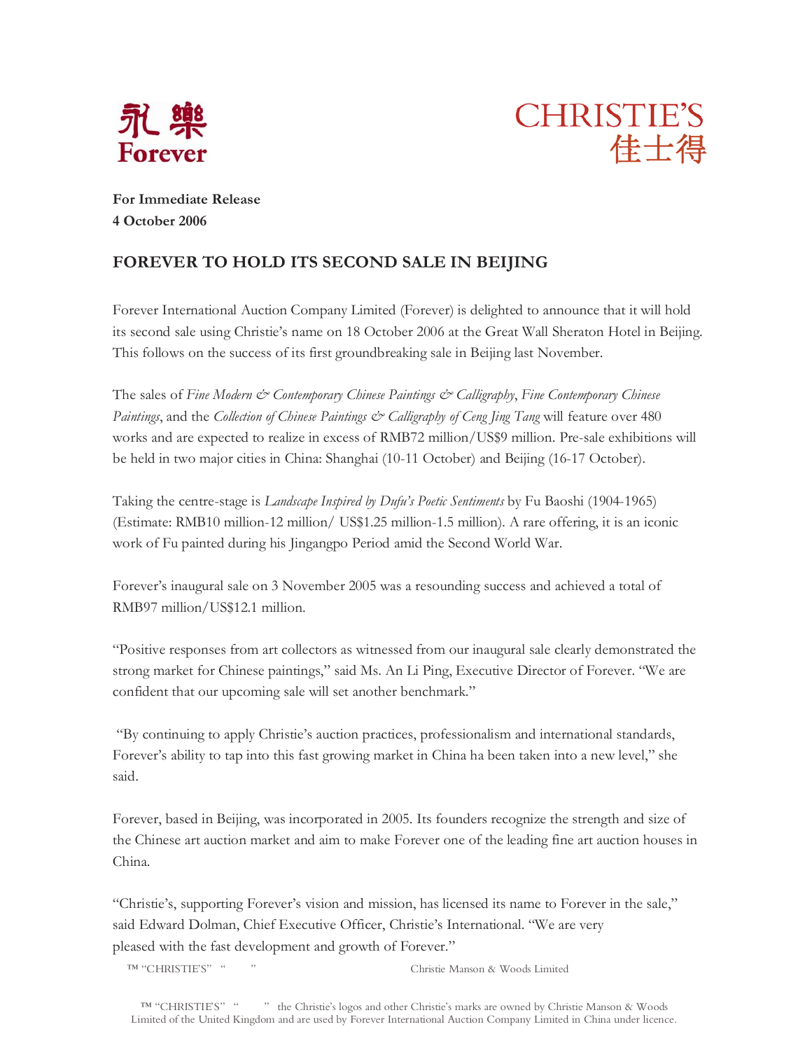永樂
Forever

CHRISTIE'S
佳士得

**For Immediate Release**
**4 October 2006**

## FOREVER TO HOLD ITS SECOND SALE IN BEIJING

Forever International Auction Company Limited (Forever) is delighted to announce that it will hold its second sale using Christie's name on 18 October 2006 at the Great Wall Sheraton Hotel in Beijing. This follows on the success of its first groundbreaking sale in Beijing last November.

The sales of *Fine Modern & Contemporary Chinese Paintings & Calligraphy*, *Fine Contemporary Chinese Paintings*, and the *Collection of Chinese Paintings & Calligraphy of Ceng Jing Tang* will feature over 480 works and are expected to realize in excess of RMB72 million/US$9 million. Pre-sale exhibitions will be held in two major cities in China: Shanghai (10-11 October) and Beijing (16-17 October).

Taking the centre-stage is *Landscape Inspired by Dufu's Poetic Sentiments* by Fu Baoshi (1904-1965) (Estimate: RMB10 million-12 million/ US$1.25 million-1.5 million). A rare offering, it is an iconic work of Fu painted during his Jingangpo Period amid the Second World War.

Forever's inaugural sale on 3 November 2005 was a resounding success and achieved a total of RMB97 million/US$12.1 million.

"Positive responses from art collectors as witnessed from our inaugural sale clearly demonstrated the strong market for Chinese paintings," said Ms. An Li Ping, Executive Director of Forever. "We are confident that our upcoming sale will set another benchmark."

"By continuing to apply Christie's auction practices, professionalism and international standards, Forever's ability to tap into this fast growing market in China ha been taken into a new level," she said.

Forever, based in Beijing, was incorporated in 2005. Its founders recognize the strength and size of the Chinese art auction market and aim to make Forever one of the leading fine art auction houses in China.

"Christie's, supporting Forever's vision and mission, has licensed its name to Forever in the sale," said Edward Dolman, Chief Executive Officer, Christie's International. "We are very pleased with the fast development and growth of Forever."

™ "CHRISTIE'S" " " Christie Manson & Woods Limited

™ "CHRISTIE'S" " " the Christie's logos and other Christie's marks are owned by Christie Manson & Woods Limited of the United Kingdom and are used by Forever International Auction Company Limited in China under licence.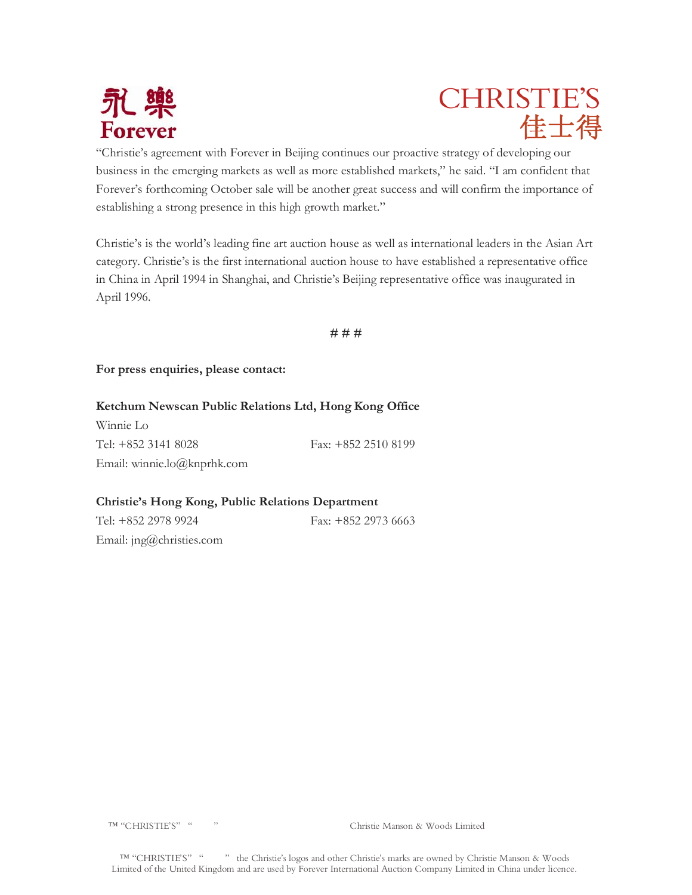"Christie's agreement with Forever in Beijing continues our proactive strategy of developing our business in the emerging markets as well as more established markets," he said. "I am confident that Forever's forthcoming October sale will be another great success and will confirm the importance of establishing a strong presence in this high growth market."

Christie's is the world's leading fine art auction house as well as international leaders in the Asian Art category. Christie's is the first international auction house to have established a representative office in China in April 1994 in Shanghai, and Christie's Beijing representative office was inaugurated in April 1996.

# # #

**For press enquiries, please contact:**

**Ketchum Newscan Public Relations Ltd, Hong Kong Office**
Winnie Lo
Tel: +852 3141 8028 Fax: +852 2510 8199
Email: winnie.lo@knprhk.com

**Christie's Hong Kong, Public Relations Department**
Tel: +852 2978 9924 Fax: +852 2973 6663
Email: jng@christies.com

™ "CHRISTIE'S" " " Christie Manson & Woods Limited

™ "CHRISTIE'S" " " the Christie's logos and other Christie's marks are owned by Christie Manson & Woods Limited of the United Kingdom and are used by Forever International Auction Company Limited in China under licence.